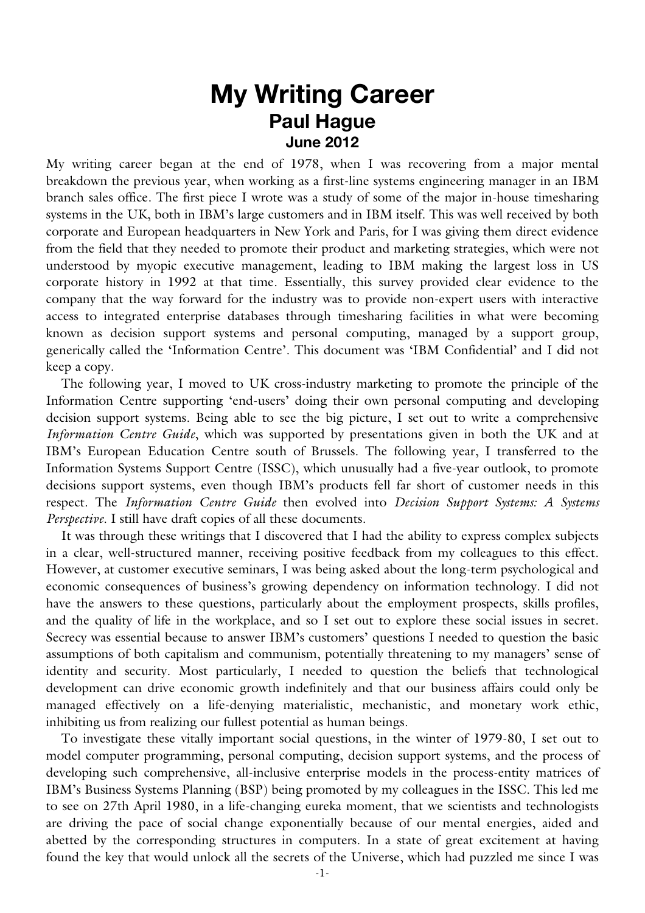# My Writing Career

## Paul Hague

### June 2012

My writing career began at the end of 1978, when I was recovering from a major mental breakdown the previous year, when working as a first-line systems engineering manager in an IBM branch sales office. The first piece I wrote was a study of some of the major in-house timesharing systems in the UK, both in IBM's large customers and in IBM itself. This was well received by both corporate and European headquarters in New York and Paris, for I was giving them direct evidence from the field that they needed to promote their product and marketing strategies, which were not understood by myopic executive management, leading to IBM making the largest loss in US corporate history in 1992 at that time. Essentially, this survey provided clear evidence to the company that the way forward for the industry was to provide non-expert users with interactive access to integrated enterprise databases through timesharing facilities in what were becoming known as decision support systems and personal computing, managed by a support group, generically called the 'Information Centre'. This document was 'IBM Confidential' and I did not keep a copy.

The following year, I moved to UK cross-industry marketing to promote the principle of the Information Centre supporting 'end-users' doing their own personal computing and developing decision support systems. Being able to see the big picture, I set out to write a comprehensive *Information Centre Guide*, which was supported by presentations given in both the UK and at IBM's European Education Centre south of Brussels. The following year, I transferred to the Information Systems Support Centre (ISSC), which unusually had a five-year outlook, to promote decisions support systems, even though IBM's products fell far short of customer needs in this respect. The *Information Centre Guide* then evolved into *Decision Support Systems: A Systems Perspective*. I still have draft copies of all these documents.

It was through these writings that I discovered that I had the ability to express complex subjects in a clear, well-structured manner, receiving positive feedback from my colleagues to this effect. However, at customer executive seminars, I was being asked about the long-term psychological and economic consequences of business's growing dependency on information technology. I did not have the answers to these questions, particularly about the employment prospects, skills profiles, and the quality of life in the workplace, and so I set out to explore these social issues in secret. Secrecy was essential because to answer IBM's customers' questions I needed to question the basic assumptions of both capitalism and communism, potentially threatening to my managers' sense of identity and security. Most particularly, I needed to question the beliefs that technological development can drive economic growth indefinitely and that our business affairs could only be managed effectively on a life-denying materialistic, mechanistic, and monetary work ethic, inhibiting us from realizing our fullest potential as human beings.

To investigate these vitally important social questions, in the winter of 1979-80, I set out to model computer programming, personal computing, decision support systems, and the process of developing such comprehensive, all-inclusive enterprise models in the process-entity matrices of IBM's Business Systems Planning (BSP) being promoted by my colleagues in the ISSC. This led me to see on 27th April 1980, in a life-changing eureka moment, that we scientists and technologists are driving the pace of social change exponentially because of our mental energies, aided and abetted by the corresponding structures in computers. In a state of great excitement at having found the key that would unlock all the secrets of the Universe, which had puzzled me since I was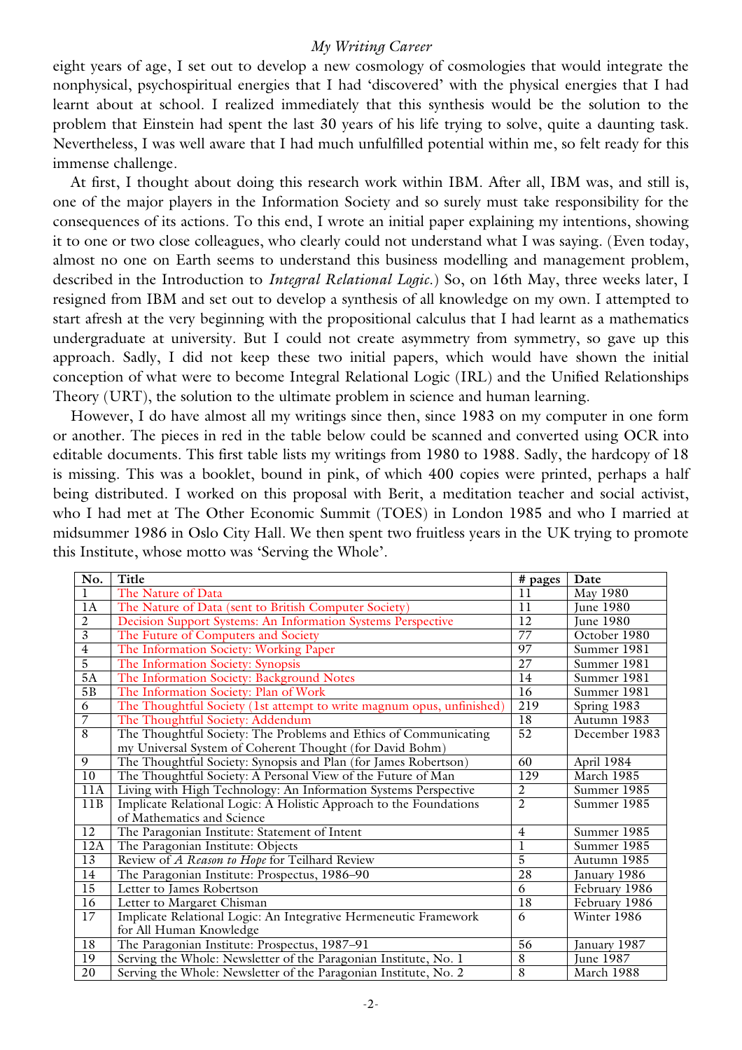eight years of age, I set out to develop a new cosmology of cosmologies that would integrate the nonphysical, psychospiritual energies that I had 'discovered' with the physical energies that I had learnt about at school. I realized immediately that this synthesis would be the solution to the problem that Einstein had spent the last 30 years of his life trying to solve, quite a daunting task. Nevertheless, I was well aware that I had much unfulfilled potential within me, so felt ready for this immense challenge.

At first, I thought about doing this research work within IBM. After all, IBM was, and still is, one of the major players in the Information Society and so surely must take responsibility for the consequences of its actions. To this end, I wrote an initial paper explaining my intentions, showing it to one or two close colleagues, who clearly could not understand what I was saying. (Even today, almost no one on Earth seems to understand this business modelling and management problem, described in the Introduction to *Integral Relational Logic*.) So, on 16th May, three weeks later, I resigned from IBM and set out to develop a synthesis of all knowledge on my own. I attempted to start afresh at the very beginning with the propositional calculus that I had learnt as a mathematics undergraduate at university. But I could not create asymmetry from symmetry, so gave up this approach. Sadly, I did not keep these two initial papers, which would have shown the initial conception of what were to become Integral Relational Logic (IRL) and the Unified Relationships Theory (URT), the solution to the ultimate problem in science and human learning.

However, I do have almost all my writings since then, since 1983 on my computer in one form or another. The pieces in red in the table below could be scanned and converted using OCR into editable documents. This first table lists my writings from 1980 to 1988. Sadly, the hardcopy of 18 is missing. This was a booklet, bound in pink, of which 400 copies were printed, perhaps a half being distributed. I worked on this proposal with Berit, a meditation teacher and social activist, who I had met at The Other Economic Summit (TOES) in London 1985 and who I married at midsummer 1986 in Oslo City Hall. We then spent two fruitless years in the UK trying to promote this Institute, whose motto was 'Serving the Whole'.

| No. | Title | # pages | Date |
|---|---|---|---|
| 1 | The Nature of Data | 11 | May 1980 |
| 1A | The Nature of Data (sent to British Computer Society) | 11 | June 1980 |
| 2 | Decision Support Systems: An Information Systems Perspective | 12 | June 1980 |
| 3 | The Future of Computers and Society | 77 | October 1980 |
| 4 | The Information Society: Working Paper | 97 | Summer 1981 |
| 5 | The Information Society: Synopsis | 27 | Summer 1981 |
| 5A | The Information Society: Background Notes | 14 | Summer 1981 |
| 5B | The Information Society: Plan of Work | 16 | Summer 1981 |
| 6 | The Thoughtful Society (1st attempt to write magnum opus, unfinished) | 219 | Spring 1983 |
| 7 | The Thoughtful Society: Addendum | 18 | Autumn 1983 |
| 8 | The Thoughtful Society: The Problems and Ethics of Communicating my Universal System of Coherent Thought (for David Bohm) | 52 | December 1983 |
| 9 | The Thoughtful Society: Synopsis and Plan (for James Robertson) | 60 | April 1984 |
| 10 | The Thoughtful Society: A Personal View of the Future of Man | 129 | March 1985 |
| 11A | Living with High Technology: An Information Systems Perspective | 2 | Summer 1985 |
| 11B | Implicate Relational Logic: A Holistic Approach to the Foundations of Mathematics and Science | 2 | Summer 1985 |
| 12 | The Paragonian Institute: Statement of Intent | 4 | Summer 1985 |
| 12A | The Paragonian Institute: Objects | 1 | Summer 1985 |
| 13 | Review of *A Reason to Hope* for Teilhard Review | 5 | Autumn 1985 |
| 14 | The Paragonian Institute: Prospectus, 1986–90 | 28 | January 1986 |
| 15 | Letter to James Robertson | 6 | February 1986 |
| 16 | Letter to Margaret Chisman | 18 | February 1986 |
| 17 | Implicate Relational Logic: An Integrative Hermeneutic Framework for All Human Knowledge | 6 | Winter 1986 |
| 18 | The Paragonian Institute: Prospectus, 1987–91 | 56 | January 1987 |
| 19 | Serving the Whole: Newsletter of the Paragonian Institute, No. 1 | 8 | June 1987 |
| 20 | Serving the Whole: Newsletter of the Paragonian Institute, No. 2 | 8 | March 1988 |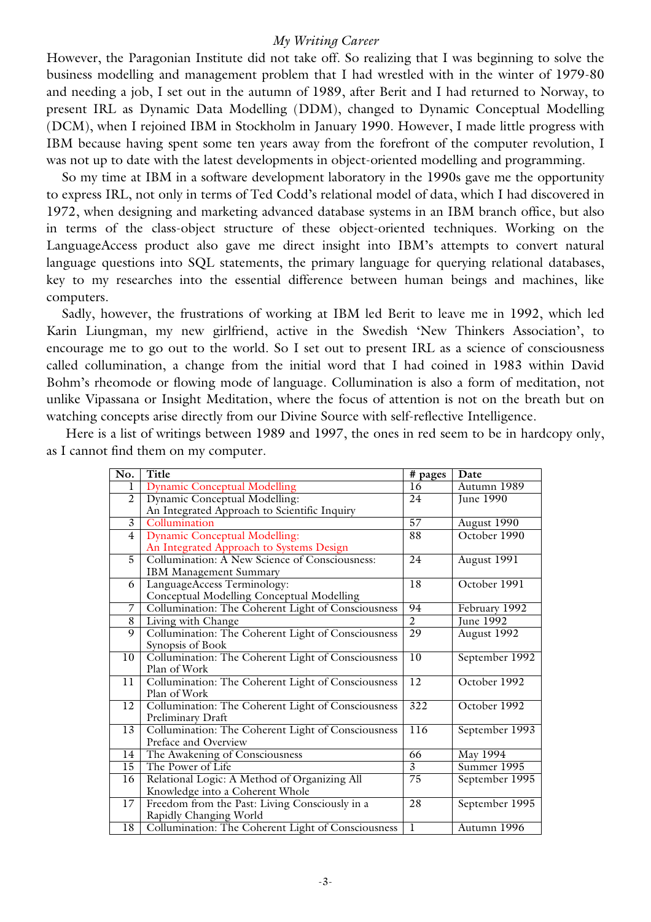However, the Paragonian Institute did not take off. So realizing that I was beginning to solve the business modelling and management problem that I had wrestled with in the winter of 1979-80 and needing a job, I set out in the autumn of 1989, after Berit and I had returned to Norway, to present IRL as Dynamic Data Modelling (DDM), changed to Dynamic Conceptual Modelling (DCM), when I rejoined IBM in Stockholm in January 1990. However, I made little progress with IBM because having spent some ten years away from the forefront of the computer revolution, I was not up to date with the latest developments in object-oriented modelling and programming.

So my time at IBM in a software development laboratory in the 1990s gave me the opportunity to express IRL, not only in terms of Ted Codd's relational model of data, which I had discovered in 1972, when designing and marketing advanced database systems in an IBM branch office, but also in terms of the class-object structure of these object-oriented techniques. Working on the LanguageAccess product also gave me direct insight into IBM's attempts to convert natural language questions into SQL statements, the primary language for querying relational databases, key to my researches into the essential difference between human beings and machines, like computers.

Sadly, however, the frustrations of working at IBM led Berit to leave me in 1992, which led Karin Liungman, my new girlfriend, active in the Swedish 'New Thinkers Association', to encourage me to go out to the world. So I set out to present IRL as a science of consciousness called collumination, a change from the initial word that I had coined in 1983 within David Bohm's rheomode or flowing mode of language. Collumination is also a form of meditation, not unlike Vipassana or Insight Meditation, where the focus of attention is not on the breath but on watching concepts arise directly from our Divine Source with self-reflective Intelligence.

Here is a list of writings between 1989 and 1997, the ones in red seem to be in hardcopy only, as I cannot find them on my computer.

| No. | Title | # pages | Date |
|---|---|---|---|
| 1 | Dynamic Conceptual Modelling | 16 | Autumn 1989 |
| 2 | Dynamic Conceptual Modelling: An Integrated Approach to Scientific Inquiry | 24 | June 1990 |
| 3 | Collumination | 57 | August 1990 |
| 4 | Dynamic Conceptual Modelling: An Integrated Approach to Systems Design | 88 | October 1990 |
| 5 | Collumination: A New Science of Consciousness: IBM Management Summary | 24 | August 1991 |
| 6 | LanguageAccess Terminology: Conceptual Modelling Conceptual Modelling | 18 | October 1991 |
| 7 | Collumination: The Coherent Light of Consciousness | 94 | February 1992 |
| 8 | Living with Change | 2 | June 1992 |
| 9 | Collumination: The Coherent Light of Consciousness Synopsis of Book | 29 | August 1992 |
| 10 | Collumination: The Coherent Light of Consciousness Plan of Work | 10 | September 1992 |
| 11 | Collumination: The Coherent Light of Consciousness Plan of Work | 12 | October 1992 |
| 12 | Collumination: The Coherent Light of Consciousness Preliminary Draft | 322 | October 1992 |
| 13 | Collumination: The Coherent Light of Consciousness Preface and Overview | 116 | September 1993 |
| 14 | The Awakening of Consciousness | 66 | May 1994 |
| 15 | The Power of Life | 3 | Summer 1995 |
| 16 | Relational Logic: A Method of Organizing All Knowledge into a Coherent Whole | 75 | September 1995 |
| 17 | Freedom from the Past: Living Consciously in a Rapidly Changing World | 28 | September 1995 |
| 18 | Collumination: The Coherent Light of Consciousness | 1 | Autumn 1996 |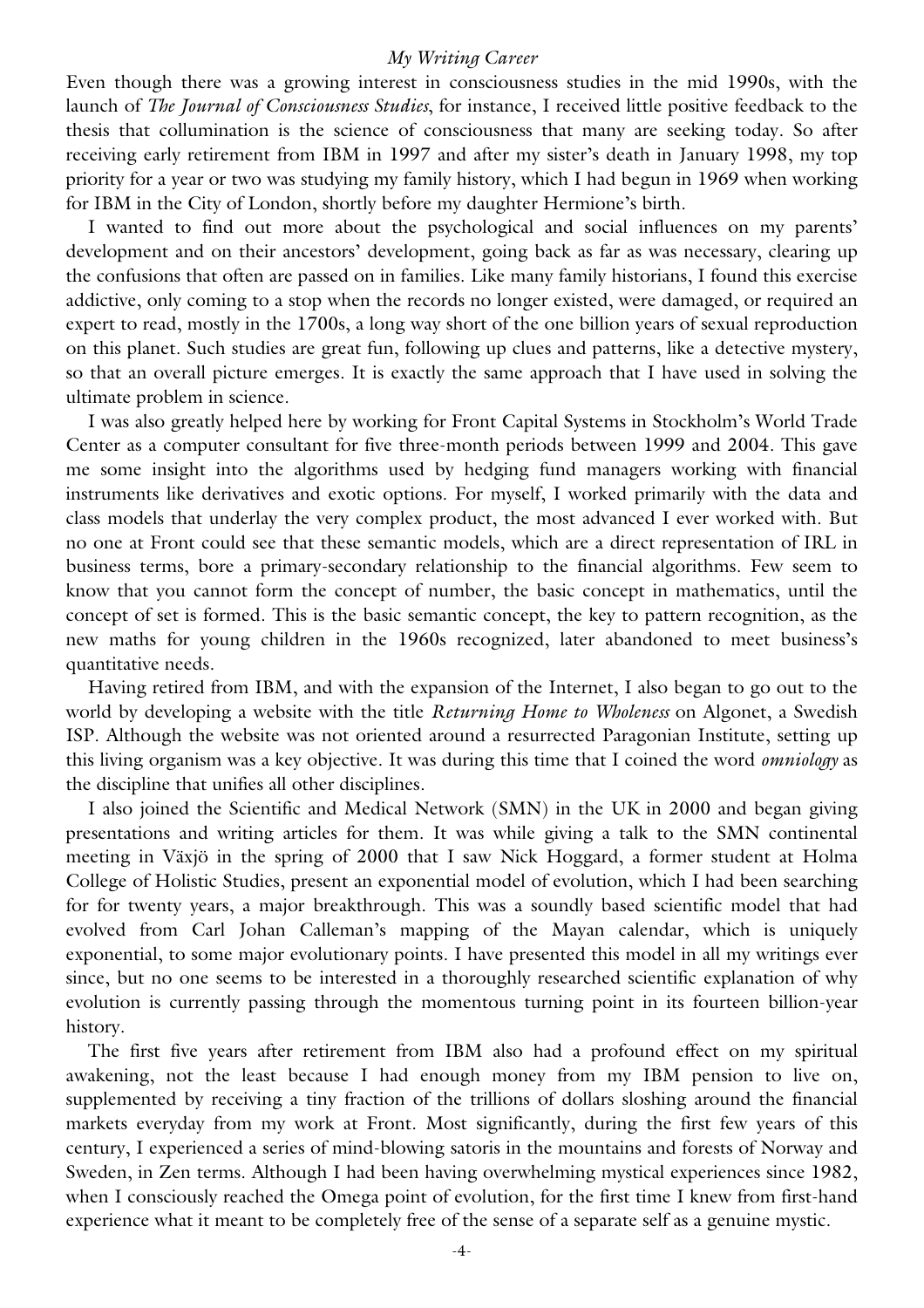Even though there was a growing interest in consciousness studies in the mid 1990s, with the launch of *The Journal of Consciousness Studies*, for instance, I received little positive feedback to the thesis that collumination is the science of consciousness that many are seeking today. So after receiving early retirement from IBM in 1997 and after my sister's death in January 1998, my top priority for a year or two was studying my family history, which I had begun in 1969 when working for IBM in the City of London, shortly before my daughter Hermione's birth.

I wanted to find out more about the psychological and social influences on my parents' development and on their ancestors' development, going back as far as was necessary, clearing up the confusions that often are passed on in families. Like many family historians, I found this exercise addictive, only coming to a stop when the records no longer existed, were damaged, or required an expert to read, mostly in the 1700s, a long way short of the one billion years of sexual reproduction on this planet. Such studies are great fun, following up clues and patterns, like a detective mystery, so that an overall picture emerges. It is exactly the same approach that I have used in solving the ultimate problem in science.

I was also greatly helped here by working for Front Capital Systems in Stockholm's World Trade Center as a computer consultant for five three-month periods between 1999 and 2004. This gave me some insight into the algorithms used by hedging fund managers working with financial instruments like derivatives and exotic options. For myself, I worked primarily with the data and class models that underlay the very complex product, the most advanced I ever worked with. But no one at Front could see that these semantic models, which are a direct representation of IRL in business terms, bore a primary-secondary relationship to the financial algorithms. Few seem to know that you cannot form the concept of number, the basic concept in mathematics, until the concept of set is formed. This is the basic semantic concept, the key to pattern recognition, as the new maths for young children in the 1960s recognized, later abandoned to meet business's quantitative needs.

Having retired from IBM, and with the expansion of the Internet, I also began to go out to the world by developing a website with the title *Returning Home to Wholeness* on Algonet, a Swedish ISP. Although the website was not oriented around a resurrected Paragonian Institute, setting up this living organism was a key objective. It was during this time that I coined the word *omniology* as the discipline that unifies all other disciplines.

I also joined the Scientific and Medical Network (SMN) in the UK in 2000 and began giving presentations and writing articles for them. It was while giving a talk to the SMN continental meeting in Växjö in the spring of 2000 that I saw Nick Hoggard, a former student at Holma College of Holistic Studies, present an exponential model of evolution, which I had been searching for for twenty years, a major breakthrough. This was a soundly based scientific model that had evolved from Carl Johan Calleman's mapping of the Mayan calendar, which is uniquely exponential, to some major evolutionary points. I have presented this model in all my writings ever since, but no one seems to be interested in a thoroughly researched scientific explanation of why evolution is currently passing through the momentous turning point in its fourteen billion-year history.

The first five years after retirement from IBM also had a profound effect on my spiritual awakening, not the least because I had enough money from my IBM pension to live on, supplemented by receiving a tiny fraction of the trillions of dollars sloshing around the financial markets everyday from my work at Front. Most significantly, during the first few years of this century, I experienced a series of mind-blowing satoris in the mountains and forests of Norway and Sweden, in Zen terms. Although I had been having overwhelming mystical experiences since 1982, when I consciously reached the Omega point of evolution, for the first time I knew from first-hand experience what it meant to be completely free of the sense of a separate self as a genuine mystic.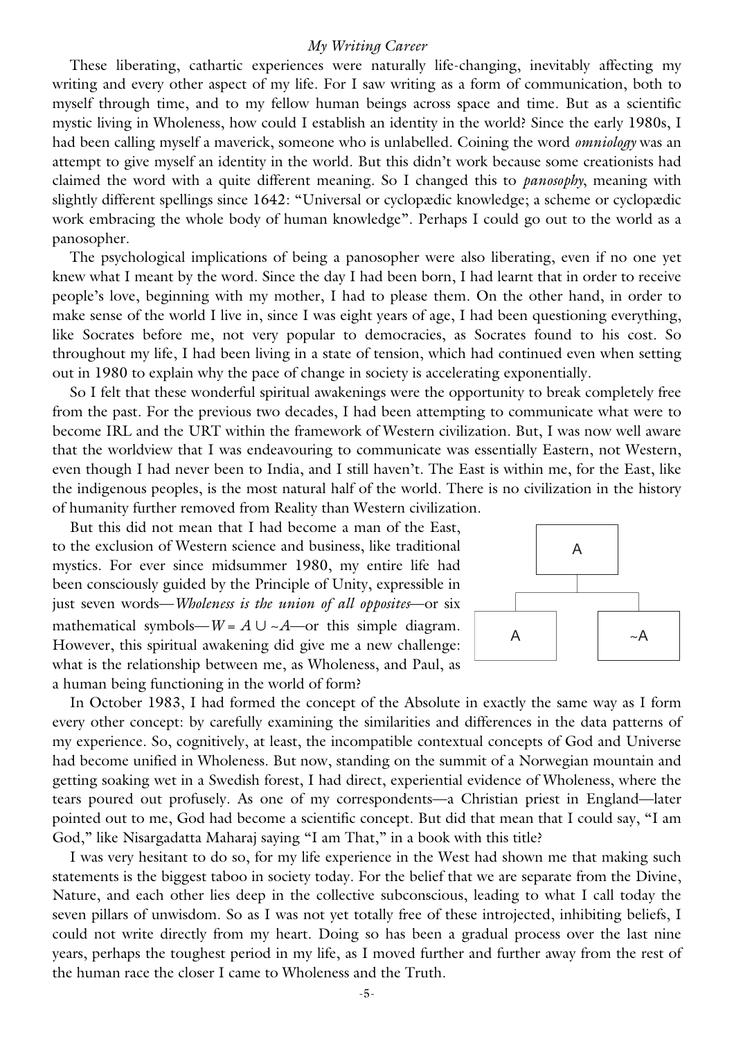These liberating, cathartic experiences were naturally life-changing, inevitably affecting my writing and every other aspect of my life. For I saw writing as a form of communication, both to myself through time, and to my fellow human beings across space and time. But as a scientific mystic living in Wholeness, how could I establish an identity in the world? Since the early 1980s, I had been calling myself a maverick, someone who is unlabelled. Coining the word *omniology* was an attempt to give myself an identity in the world. But this didn't work because some creationists had claimed the word with a quite different meaning. So I changed this to *panosophy*, meaning with slightly different spellings since 1642: "Universal or cyclopædic knowledge; a scheme or cyclopædic work embracing the whole body of human knowledge". Perhaps I could go out to the world as a panosopher.

The psychological implications of being a panosopher were also liberating, even if no one yet knew what I meant by the word. Since the day I had been born, I had learnt that in order to receive people's love, beginning with my mother, I had to please them. On the other hand, in order to make sense of the world I live in, since I was eight years of age, I had been questioning everything, like Socrates before me, not very popular to democracies, as Socrates found to his cost. So throughout my life, I had been living in a state of tension, which had continued even when setting out in 1980 to explain why the pace of change in society is accelerating exponentially.

So I felt that these wonderful spiritual awakenings were the opportunity to break completely free from the past. For the previous two decades, I had been attempting to communicate what were to become IRL and the URT within the framework of Western civilization. But, I was now well aware that the worldview that I was endeavouring to communicate was essentially Eastern, not Western, even though I had never been to India, and I still haven't. The East is within me, for the East, like the indigenous peoples, is the most natural half of the world. There is no civilization in the history of humanity further removed from Reality than Western civilization.

But this did not mean that I had become a man of the East, to the exclusion of Western science and business, like traditional mystics. For ever since midsummer 1980, my entire life had been consciously guided by the Principle of Unity, expressible in just seven words—*Wholeness is the union of all opposites*—or six mathematical symbols—$W = A \cup \sim A$—or this simple diagram. However, this spiritual awakening did give me a new challenge: what is the relationship between me, as Wholeness, and Paul, as a human being functioning in the world of form?

```
        A
   _____|_____
  |           |
  A          ~A
```

In October 1983, I had formed the concept of the Absolute in exactly the same way as I form every other concept: by carefully examining the similarities and differences in the data patterns of my experience. So, cognitively, at least, the incompatible contextual concepts of God and Universe had become unified in Wholeness. But now, standing on the summit of a Norwegian mountain and getting soaking wet in a Swedish forest, I had direct, experiential evidence of Wholeness, where the tears poured out profusely. As one of my correspondents—a Christian priest in England—later pointed out to me, God had become a scientific concept. But did that mean that I could say, "I am God," like Nisargadatta Maharaj saying "I am That," in a book with this title?

I was very hesitant to do so, for my life experience in the West had shown me that making such statements is the biggest taboo in society today. For the belief that we are separate from the Divine, Nature, and each other lies deep in the collective subconscious, leading to what I call today the seven pillars of unwisdom. So as I was not yet totally free of these introjected, inhibiting beliefs, I could not write directly from my heart. Doing so has been a gradual process over the last nine years, perhaps the toughest period in my life, as I moved further and further away from the rest of the human race the closer I came to Wholeness and the Truth.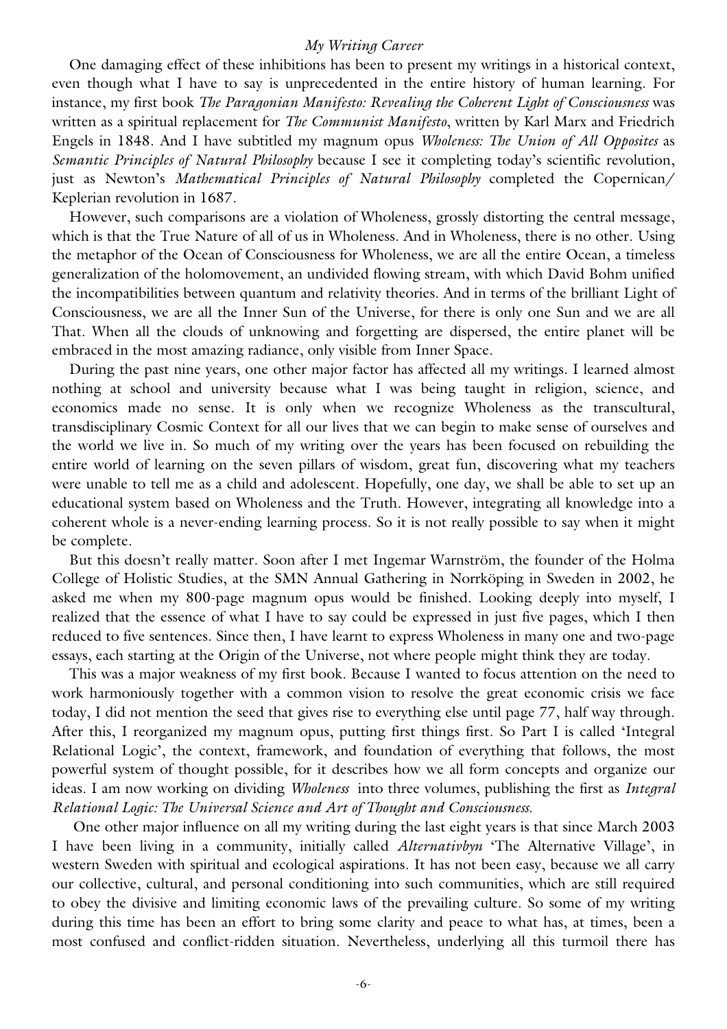One damaging effect of these inhibitions has been to present my writings in a historical context, even though what I have to say is unprecedented in the entire history of human learning. For instance, my first book *The Paragonian Manifesto: Revealing the Coherent Light of Consciousness* was written as a spiritual replacement for *The Communist Manifesto*, written by Karl Marx and Friedrich Engels in 1848. And I have subtitled my magnum opus *Wholeness: The Union of All Opposites* as *Semantic Principles of Natural Philosophy* because I see it completing today's scientific revolution, just as Newton's *Mathematical Principles of Natural Philosophy* completed the Copernican/Keplerian revolution in 1687.

However, such comparisons are a violation of Wholeness, grossly distorting the central message, which is that the True Nature of all of us in Wholeness. And in Wholeness, there is no other. Using the metaphor of the Ocean of Consciousness for Wholeness, we are all the entire Ocean, a timeless generalization of the holomovement, an undivided flowing stream, with which David Bohm unified the incompatibilities between quantum and relativity theories. And in terms of the brilliant Light of Consciousness, we are all the Inner Sun of the Universe, for there is only one Sun and we are all That. When all the clouds of unknowing and forgetting are dispersed, the entire planet will be embraced in the most amazing radiance, only visible from Inner Space.

During the past nine years, one other major factor has affected all my writings. I learned almost nothing at school and university because what I was being taught in religion, science, and economics made no sense. It is only when we recognize Wholeness as the transcultural, transdisciplinary Cosmic Context for all our lives that we can begin to make sense of ourselves and the world we live in. So much of my writing over the years has been focused on rebuilding the entire world of learning on the seven pillars of wisdom, great fun, discovering what my teachers were unable to tell me as a child and adolescent. Hopefully, one day, we shall be able to set up an educational system based on Wholeness and the Truth. However, integrating all knowledge into a coherent whole is a never-ending learning process. So it is not really possible to say when it might be complete.

But this doesn't really matter. Soon after I met Ingemar Warnström, the founder of the Holma College of Holistic Studies, at the SMN Annual Gathering in Norrköping in Sweden in 2002, he asked me when my 800-page magnum opus would be finished. Looking deeply into myself, I realized that the essence of what I have to say could be expressed in just five pages, which I then reduced to five sentences. Since then, I have learnt to express Wholeness in many one and two-page essays, each starting at the Origin of the Universe, not where people might think they are today.

This was a major weakness of my first book. Because I wanted to focus attention on the need to work harmoniously together with a common vision to resolve the great economic crisis we face today, I did not mention the seed that gives rise to everything else until page 77, half way through. After this, I reorganized my magnum opus, putting first things first. So Part I is called 'Integral Relational Logic', the context, framework, and foundation of everything that follows, the most powerful system of thought possible, for it describes how we all form concepts and organize our ideas. I am now working on dividing *Wholeness* into three volumes, publishing the first as *Integral Relational Logic: The Universal Science and Art of Thought and Consciousness.*

One other major influence on all my writing during the last eight years is that since March 2003 I have been living in a community, initially called *Alternativbyn* 'The Alternative Village', in western Sweden with spiritual and ecological aspirations. It has not been easy, because we all carry our collective, cultural, and personal conditioning into such communities, which are still required to obey the divisive and limiting economic laws of the prevailing culture. So some of my writing during this time has been an effort to bring some clarity and peace to what has, at times, been a most confused and conflict-ridden situation. Nevertheless, underlying all this turmoil there has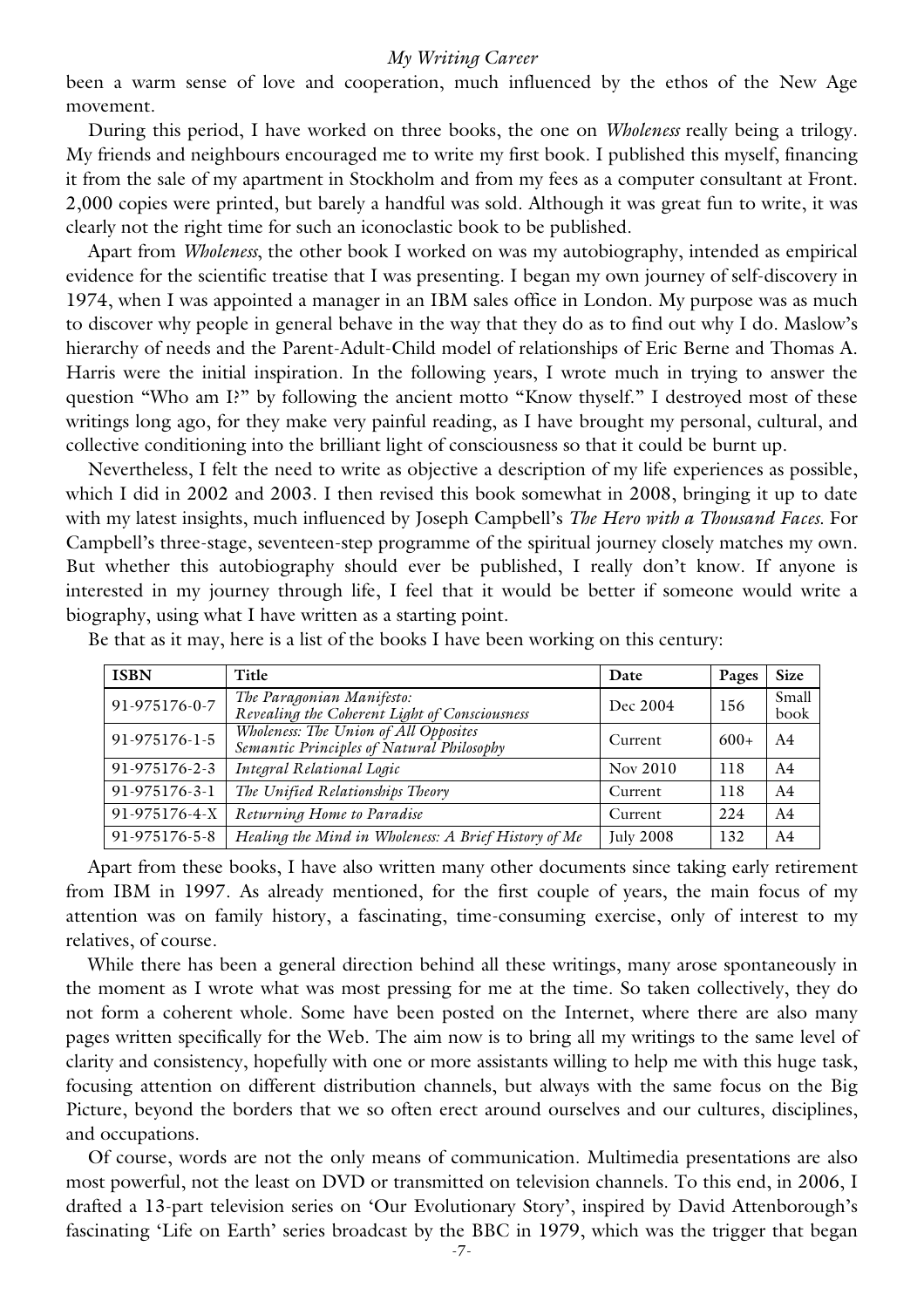been a warm sense of love and cooperation, much influenced by the ethos of the New Age movement.

During this period, I have worked on three books, the one on *Wholeness* really being a trilogy. My friends and neighbours encouraged me to write my first book. I published this myself, financing it from the sale of my apartment in Stockholm and from my fees as a computer consultant at Front. 2,000 copies were printed, but barely a handful was sold. Although it was great fun to write, it was clearly not the right time for such an iconoclastic book to be published.

Apart from *Wholeness*, the other book I worked on was my autobiography, intended as empirical evidence for the scientific treatise that I was presenting. I began my own journey of self-discovery in 1974, when I was appointed a manager in an IBM sales office in London. My purpose was as much to discover why people in general behave in the way that they do as to find out why I do. Maslow's hierarchy of needs and the Parent-Adult-Child model of relationships of Eric Berne and Thomas A. Harris were the initial inspiration. In the following years, I wrote much in trying to answer the question "Who am I?" by following the ancient motto "Know thyself." I destroyed most of these writings long ago, for they make very painful reading, as I have brought my personal, cultural, and collective conditioning into the brilliant light of consciousness so that it could be burnt up.

Nevertheless, I felt the need to write as objective a description of my life experiences as possible, which I did in 2002 and 2003. I then revised this book somewhat in 2008, bringing it up to date with my latest insights, much influenced by Joseph Campbell's *The Hero with a Thousand Faces*. For Campbell's three-stage, seventeen-step programme of the spiritual journey closely matches my own. But whether this autobiography should ever be published, I really don't know. If anyone is interested in my journey through life, I feel that it would be better if someone would write a biography, using what I have written as a starting point.

Be that as it may, here is a list of the books I have been working on this century:

| ISBN | Title | Date | Pages | Size |
|---|---|---|---|---|
| 91-975176-0-7 | *The Paragonian Manifesto: Revealing the Coherent Light of Consciousness* | Dec 2004 | 156 | Small book |
| 91-975176-1-5 | *Wholeness: The Union of All Opposites Semantic Principles of Natural Philosophy* | Current | 600+ | A4 |
| 91-975176-2-3 | *Integral Relational Logic* | Nov 2010 | 118 | A4 |
| 91-975176-3-1 | *The Unified Relationships Theory* | Current | 118 | A4 |
| 91-975176-4-X | *Returning Home to Paradise* | Current | 224 | A4 |
| 91-975176-5-8 | *Healing the Mind in Wholeness: A Brief History of Me* | July 2008 | 132 | A4 |

Apart from these books, I have also written many other documents since taking early retirement from IBM in 1997. As already mentioned, for the first couple of years, the main focus of my attention was on family history, a fascinating, time-consuming exercise, only of interest to my relatives, of course.

While there has been a general direction behind all these writings, many arose spontaneously in the moment as I wrote what was most pressing for me at the time. So taken collectively, they do not form a coherent whole. Some have been posted on the Internet, where there are also many pages written specifically for the Web. The aim now is to bring all my writings to the same level of clarity and consistency, hopefully with one or more assistants willing to help me with this huge task, focusing attention on different distribution channels, but always with the same focus on the Big Picture, beyond the borders that we so often erect around ourselves and our cultures, disciplines, and occupations.

Of course, words are not the only means of communication. Multimedia presentations are also most powerful, not the least on DVD or transmitted on television channels. To this end, in 2006, I drafted a 13-part television series on 'Our Evolutionary Story', inspired by David Attenborough's fascinating 'Life on Earth' series broadcast by the BBC in 1979, which was the trigger that began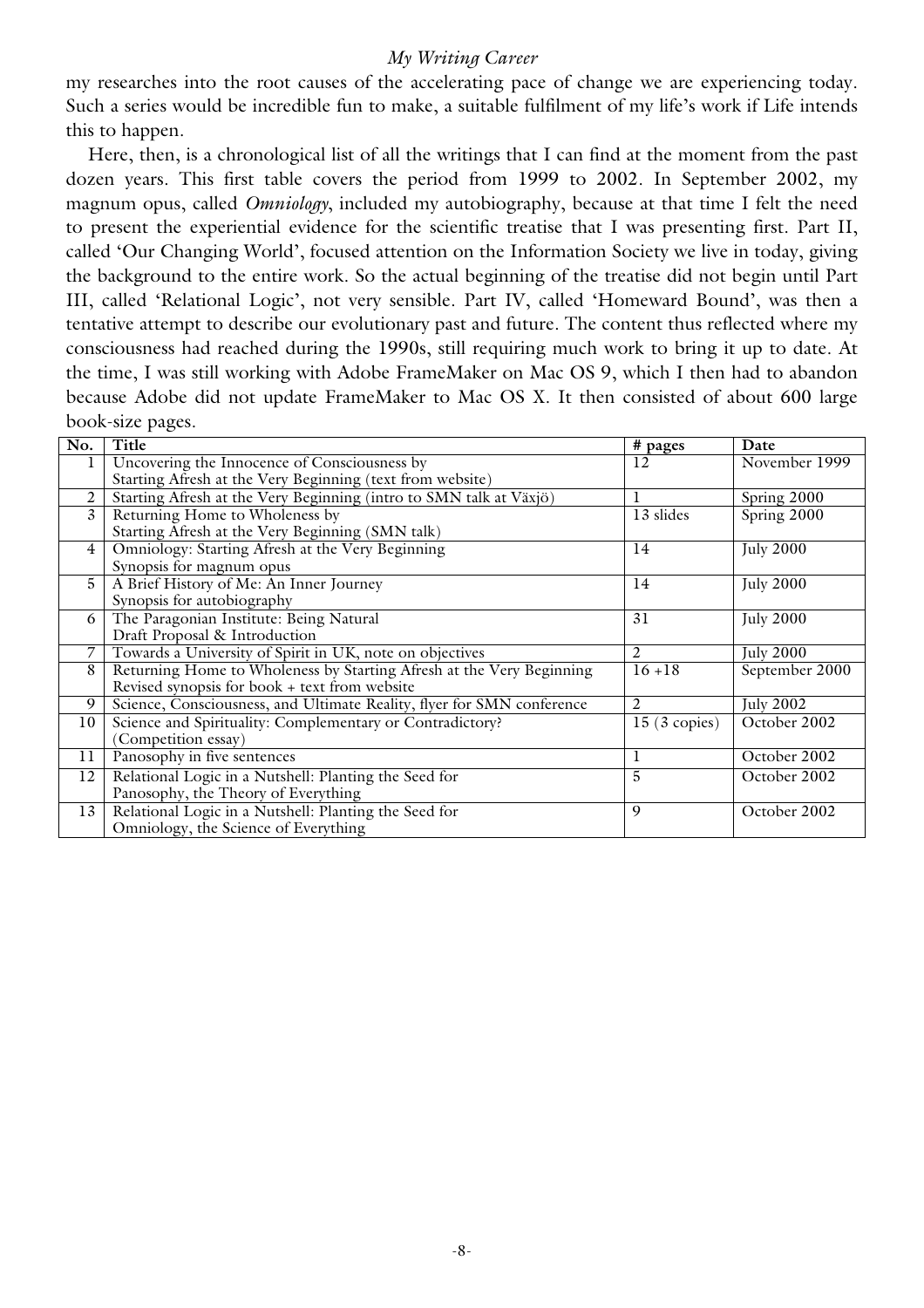my researches into the root causes of the accelerating pace of change we are experiencing today. Such a series would be incredible fun to make, a suitable fulfilment of my life's work if Life intends this to happen.

Here, then, is a chronological list of all the writings that I can find at the moment from the past dozen years. This first table covers the period from 1999 to 2002. In September 2002, my magnum opus, called *Omniology*, included my autobiography, because at that time I felt the need to present the experiential evidence for the scientific treatise that I was presenting first. Part II, called 'Our Changing World', focused attention on the Information Society we live in today, giving the background to the entire work. So the actual beginning of the treatise did not begin until Part III, called 'Relational Logic', not very sensible. Part IV, called 'Homeward Bound', was then a tentative attempt to describe our evolutionary past and future. The content thus reflected where my consciousness had reached during the 1990s, still requiring much work to bring it up to date. At the time, I was still working with Adobe FrameMaker on Mac OS 9, which I then had to abandon because Adobe did not update FrameMaker to Mac OS X. It then consisted of about 600 large book-size pages.

| No. | Title | # pages | Date |
|---|---|---|---|
| 1 | Uncovering the Innocence of Consciousness by<br>Starting Afresh at the Very Beginning (text from website) | 12 | November 1999 |
| 2 | Starting Afresh at the Very Beginning (intro to SMN talk at Växjö) | 1 | Spring 2000 |
| 3 | Returning Home to Wholeness by<br>Starting Afresh at the Very Beginning (SMN talk) | 13 slides | Spring 2000 |
| 4 | Omniology: Starting Afresh at the Very Beginning<br>Synopsis for magnum opus | 14 | July 2000 |
| 5 | A Brief History of Me: An Inner Journey<br>Synopsis for autobiography | 14 | July 2000 |
| 6 | The Paragonian Institute: Being Natural<br>Draft Proposal & Introduction | 31 | July 2000 |
| 7 | Towards a University of Spirit in UK, note on objectives | 2 | July 2000 |
| 8 | Returning Home to Wholeness by Starting Afresh at the Very Beginning<br>Revised synopsis for book + text from website | 16 +18 | September 2000 |
| 9 | Science, Consciousness, and Ultimate Reality, flyer for SMN conference | 2 | July 2002 |
| 10 | Science and Spirituality: Complementary or Contradictory?<br>(Competition essay) | 15 (3 copies) | October 2002 |
| 11 | Panosophy in five sentences | 1 | October 2002 |
| 12 | Relational Logic in a Nutshell: Planting the Seed for<br>Panosophy, the Theory of Everything | 5 | October 2002 |
| 13 | Relational Logic in a Nutshell: Planting the Seed for<br>Omniology, the Science of Everything | 9 | October 2002 |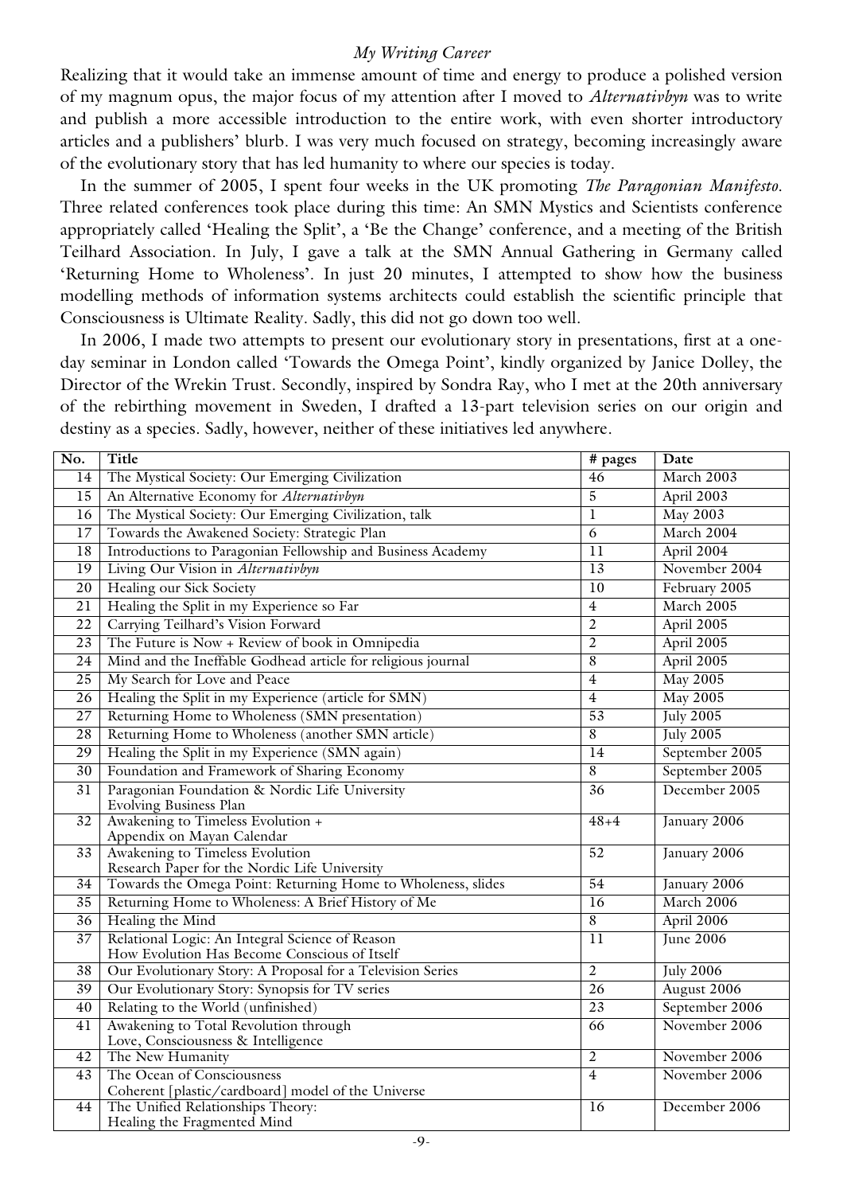*My Writing Career*

Realizing that it would take an immense amount of time and energy to produce a polished version of my magnum opus, the major focus of my attention after I moved to *Alternativbyn* was to write and publish a more accessible introduction to the entire work, with even shorter introductory articles and a publishers' blurb. I was very much focused on strategy, becoming increasingly aware of the evolutionary story that has led humanity to where our species is today.

In the summer of 2005, I spent four weeks in the UK promoting *The Paragonian Manifesto*. Three related conferences took place during this time: An SMN Mystics and Scientists conference appropriately called 'Healing the Split', a 'Be the Change' conference, and a meeting of the British Teilhard Association. In July, I gave a talk at the SMN Annual Gathering in Germany called 'Returning Home to Wholeness'. In just 20 minutes, I attempted to show how the business modelling methods of information systems architects could establish the scientific principle that Consciousness is Ultimate Reality. Sadly, this did not go down too well.

In 2006, I made two attempts to present our evolutionary story in presentations, first at a one-day seminar in London called 'Towards the Omega Point', kindly organized by Janice Dolley, the Director of the Wrekin Trust. Secondly, inspired by Sondra Ray, who I met at the 20th anniversary of the rebirthing movement in Sweden, I drafted a 13-part television series on our origin and destiny as a species. Sadly, however, neither of these initiatives led anywhere.

| No. | Title | # pages | Date |
|---|---|---|---|
| 14 | The Mystical Society: Our Emerging Civilization | 46 | March 2003 |
| 15 | An Alternative Economy for *Alternativbyn* | 5 | April 2003 |
| 16 | The Mystical Society: Our Emerging Civilization, talk | 1 | May 2003 |
| 17 | Towards the Awakened Society: Strategic Plan | 6 | March 2004 |
| 18 | Introductions to Paragonian Fellowship and Business Academy | 11 | April 2004 |
| 19 | Living Our Vision in *Alternativbyn* | 13 | November 2004 |
| 20 | Healing our Sick Society | 10 | February 2005 |
| 21 | Healing the Split in my Experience so Far | 4 | March 2005 |
| 22 | Carrying Teilhard's Vision Forward | 2 | April 2005 |
| 23 | The Future is Now + Review of book in Omnipedia | 2 | April 2005 |
| 24 | Mind and the Ineffable Godhead article for religious journal | 8 | April 2005 |
| 25 | My Search for Love and Peace | 4 | May 2005 |
| 26 | Healing the Split in my Experience (article for SMN) | 4 | May 2005 |
| 27 | Returning Home to Wholeness (SMN presentation) | 53 | July 2005 |
| 28 | Returning Home to Wholeness (another SMN article) | 8 | July 2005 |
| 29 | Healing the Split in my Experience (SMN again) | 14 | September 2005 |
| 30 | Foundation and Framework of Sharing Economy | 8 | September 2005 |
| 31 | Paragonian Foundation & Nordic Life University<br>Evolving Business Plan | 36 | December 2005 |
| 32 | Awakening to Timeless Evolution +<br>Appendix on Mayan Calendar | 48+4 | January 2006 |
| 33 | Awakening to Timeless Evolution<br>Research Paper for the Nordic Life University | 52 | January 2006 |
| 34 | Towards the Omega Point: Returning Home to Wholeness, slides | 54 | January 2006 |
| 35 | Returning Home to Wholeness: A Brief History of Me | 16 | March 2006 |
| 36 | Healing the Mind | 8 | April 2006 |
| 37 | Relational Logic: An Integral Science of Reason<br>How Evolution Has Become Conscious of Itself | 11 | June 2006 |
| 38 | Our Evolutionary Story: A Proposal for a Television Series | 2 | July 2006 |
| 39 | Our Evolutionary Story: Synopsis for TV series | 26 | August 2006 |
| 40 | Relating to the World (unfinished) | 23 | September 2006 |
| 41 | Awakening to Total Revolution through<br>Love, Consciousness & Intelligence | 66 | November 2006 |
| 42 | The New Humanity | 2 | November 2006 |
| 43 | The Ocean of Consciousness<br>Coherent [plastic/cardboard] model of the Universe | 4 | November 2006 |
| 44 | The Unified Relationships Theory:<br>Healing the Fragmented Mind | 16 | December 2006 |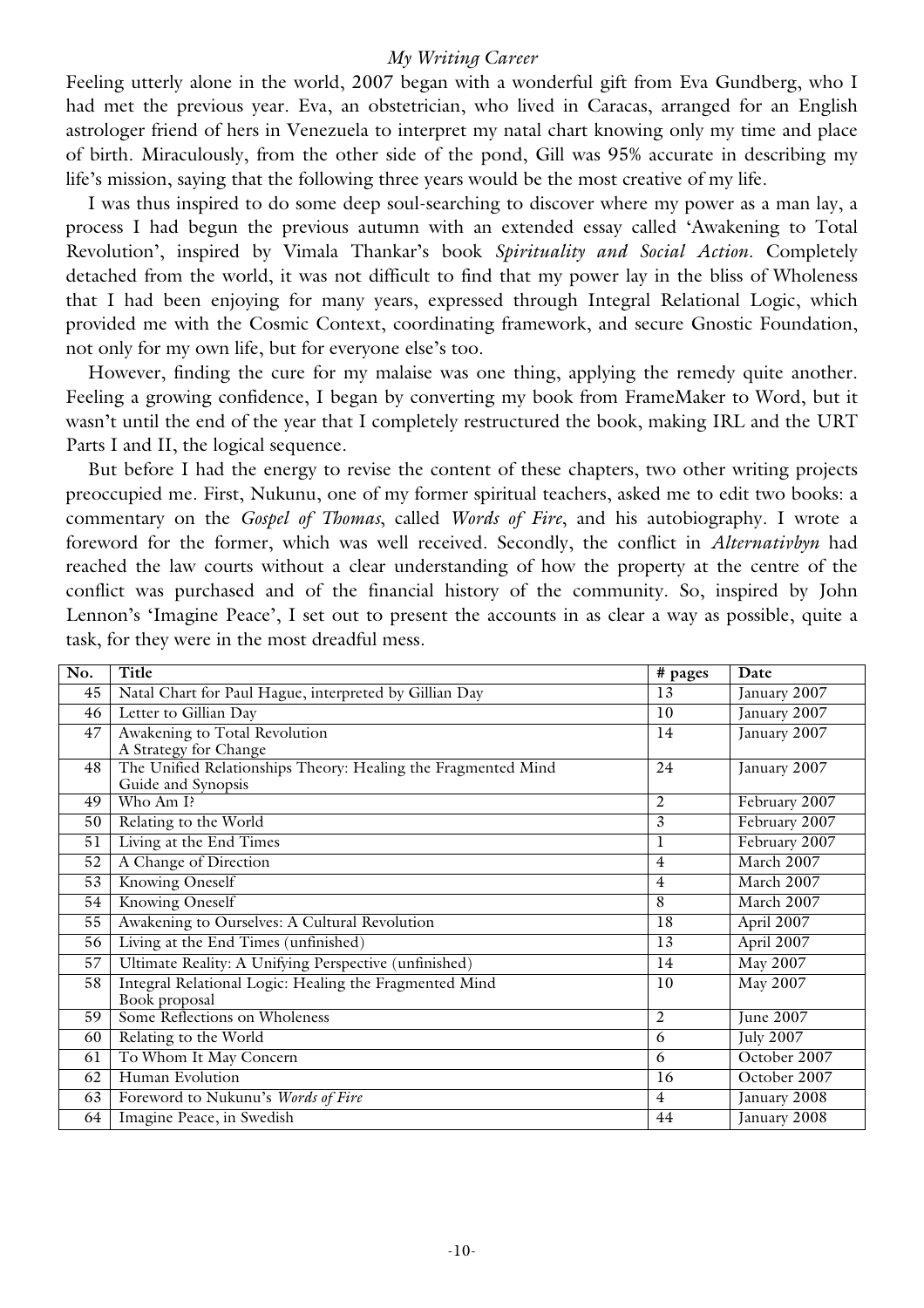Feeling utterly alone in the world, 2007 began with a wonderful gift from Eva Gundberg, who I had met the previous year. Eva, an obstetrician, who lived in Caracas, arranged for an English astrologer friend of hers in Venezuela to interpret my natal chart knowing only my time and place of birth. Miraculously, from the other side of the pond, Gill was 95% accurate in describing my life's mission, saying that the following three years would be the most creative of my life.

I was thus inspired to do some deep soul-searching to discover where my power as a man lay, a process I had begun the previous autumn with an extended essay called 'Awakening to Total Revolution', inspired by Vimala Thankar's book *Spirituality and Social Action*. Completely detached from the world, it was not difficult to find that my power lay in the bliss of Wholeness that I had been enjoying for many years, expressed through Integral Relational Logic, which provided me with the Cosmic Context, coordinating framework, and secure Gnostic Foundation, not only for my own life, but for everyone else's too.

However, finding the cure for my malaise was one thing, applying the remedy quite another. Feeling a growing confidence, I began by converting my book from FrameMaker to Word, but it wasn't until the end of the year that I completely restructured the book, making IRL and the URT Parts I and II, the logical sequence.

But before I had the energy to revise the content of these chapters, two other writing projects preoccupied me. First, Nukunu, one of my former spiritual teachers, asked me to edit two books: a commentary on the *Gospel of Thomas*, called *Words of Fire*, and his autobiography. I wrote a foreword for the former, which was well received. Secondly, the conflict in *Alternativbyn* had reached the law courts without a clear understanding of how the property at the centre of the conflict was purchased and of the financial history of the community. So, inspired by John Lennon's 'Imagine Peace', I set out to present the accounts in as clear a way as possible, quite a task, for they were in the most dreadful mess.

| No. | Title | # pages | Date |
|---|---|---|---|
| 45 | Natal Chart for Paul Hague, interpreted by Gillian Day | 13 | January 2007 |
| 46 | Letter to Gillian Day | 10 | January 2007 |
| 47 | Awakening to Total Revolution<br>A Strategy for Change | 14 | January 2007 |
| 48 | The Unified Relationships Theory: Healing the Fragmented Mind<br>Guide and Synopsis | 24 | January 2007 |
| 49 | Who Am I? | 2 | February 2007 |
| 50 | Relating to the World | 3 | February 2007 |
| 51 | Living at the End Times | 1 | February 2007 |
| 52 | A Change of Direction | 4 | March 2007 |
| 53 | Knowing Oneself | 4 | March 2007 |
| 54 | Knowing Oneself | 8 | March 2007 |
| 55 | Awakening to Ourselves: A Cultural Revolution | 18 | April 2007 |
| 56 | Living at the End Times (unfinished) | 13 | April 2007 |
| 57 | Ultimate Reality: A Unifying Perspective (unfinished) | 14 | May 2007 |
| 58 | Integral Relational Logic: Healing the Fragmented Mind<br>Book proposal | 10 | May 2007 |
| 59 | Some Reflections on Wholeness | 2 | June 2007 |
| 60 | Relating to the World | 6 | July 2007 |
| 61 | To Whom It May Concern | 6 | October 2007 |
| 62 | Human Evolution | 16 | October 2007 |
| 63 | Foreword to Nukunu's *Words of Fire* | 4 | January 2008 |
| 64 | Imagine Peace, in Swedish | 44 | January 2008 |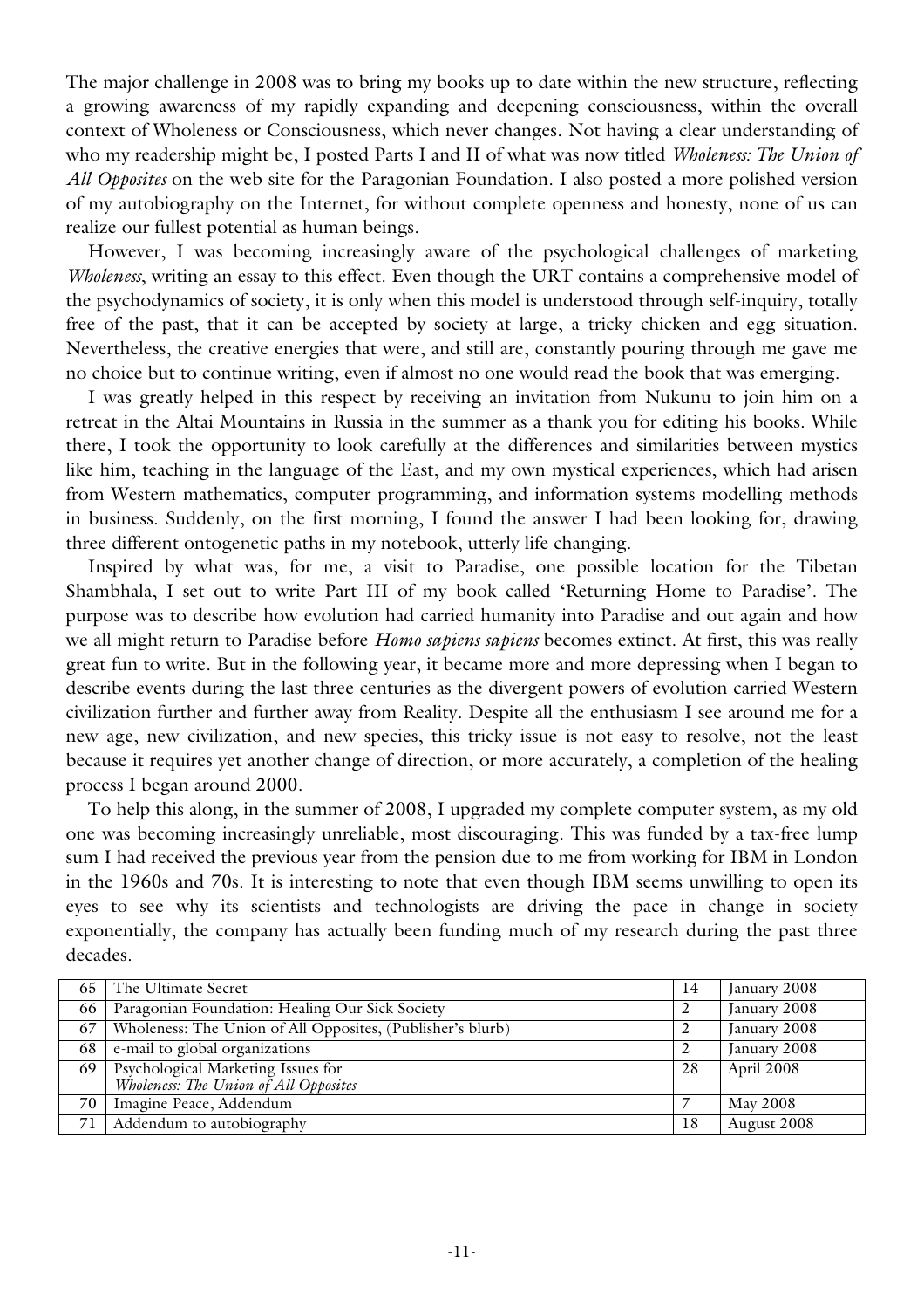The major challenge in 2008 was to bring my books up to date within the new structure, reflecting a growing awareness of my rapidly expanding and deepening consciousness, within the overall context of Wholeness or Consciousness, which never changes. Not having a clear understanding of who my readership might be, I posted Parts I and II of what was now titled *Wholeness: The Union of All Opposites* on the web site for the Paragonian Foundation. I also posted a more polished version of my autobiography on the Internet, for without complete openness and honesty, none of us can realize our fullest potential as human beings.

However, I was becoming increasingly aware of the psychological challenges of marketing *Wholeness*, writing an essay to this effect. Even though the URT contains a comprehensive model of the psychodynamics of society, it is only when this model is understood through self-inquiry, totally free of the past, that it can be accepted by society at large, a tricky chicken and egg situation. Nevertheless, the creative energies that were, and still are, constantly pouring through me gave me no choice but to continue writing, even if almost no one would read the book that was emerging.

I was greatly helped in this respect by receiving an invitation from Nukunu to join him on a retreat in the Altai Mountains in Russia in the summer as a thank you for editing his books. While there, I took the opportunity to look carefully at the differences and similarities between mystics like him, teaching in the language of the East, and my own mystical experiences, which had arisen from Western mathematics, computer programming, and information systems modelling methods in business. Suddenly, on the first morning, I found the answer I had been looking for, drawing three different ontogenetic paths in my notebook, utterly life changing.

Inspired by what was, for me, a visit to Paradise, one possible location for the Tibetan Shambhala, I set out to write Part III of my book called 'Returning Home to Paradise'. The purpose was to describe how evolution had carried humanity into Paradise and out again and how we all might return to Paradise before *Homo sapiens sapiens* becomes extinct. At first, this was really great fun to write. But in the following year, it became more and more depressing when I began to describe events during the last three centuries as the divergent powers of evolution carried Western civilization further and further away from Reality. Despite all the enthusiasm I see around me for a new age, new civilization, and new species, this tricky issue is not easy to resolve, not the least because it requires yet another change of direction, or more accurately, a completion of the healing process I began around 2000.

To help this along, in the summer of 2008, I upgraded my complete computer system, as my old one was becoming increasingly unreliable, most discouraging. This was funded by a tax-free lump sum I had received the previous year from the pension due to me from working for IBM in London in the 1960s and 70s. It is interesting to note that even though IBM seems unwilling to open its eyes to see why its scientists and technologists are driving the pace in change in society exponentially, the company has actually been funding much of my research during the past three decades.

| | | | |
|---|---|---|---|
| 65 | The Ultimate Secret | 14 | January 2008 |
| 66 | Paragonian Foundation: Healing Our Sick Society | 2 | January 2008 |
| 67 | Wholeness: The Union of All Opposites, (Publisher's blurb) | 2 | January 2008 |
| 68 | e-mail to global organizations | 2 | January 2008 |
| 69 | Psychological Marketing Issues for *Wholeness: The Union of All Opposites* | 28 | April 2008 |
| 70 | Imagine Peace, Addendum | 7 | May 2008 |
| 71 | Addendum to autobiography | 18 | August 2008 |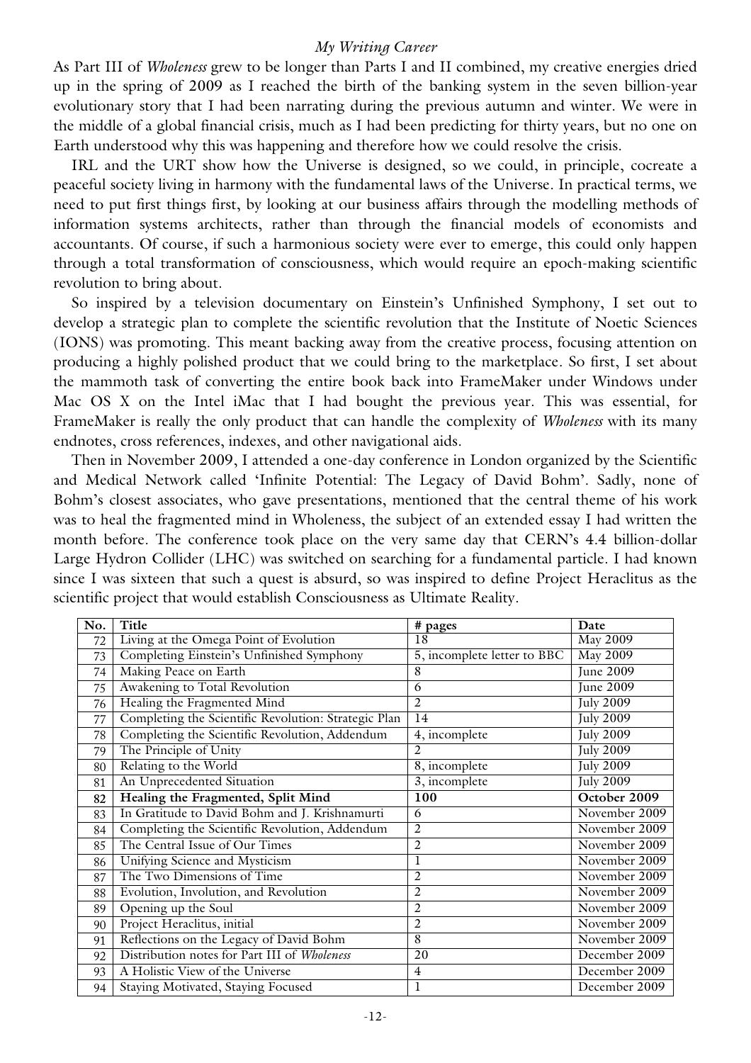As Part III of *Wholeness* grew to be longer than Parts I and II combined, my creative energies dried up in the spring of 2009 as I reached the birth of the banking system in the seven billion-year evolutionary story that I had been narrating during the previous autumn and winter. We were in the middle of a global financial crisis, much as I had been predicting for thirty years, but no one on Earth understood why this was happening and therefore how we could resolve the crisis.

IRL and the URT show how the Universe is designed, so we could, in principle, cocreate a peaceful society living in harmony with the fundamental laws of the Universe. In practical terms, we need to put first things first, by looking at our business affairs through the modelling methods of information systems architects, rather than through the financial models of economists and accountants. Of course, if such a harmonious society were ever to emerge, this could only happen through a total transformation of consciousness, which would require an epoch-making scientific revolution to bring about.

So inspired by a television documentary on Einstein's Unfinished Symphony, I set out to develop a strategic plan to complete the scientific revolution that the Institute of Noetic Sciences (IONS) was promoting. This meant backing away from the creative process, focusing attention on producing a highly polished product that we could bring to the marketplace. So first, I set about the mammoth task of converting the entire book back into FrameMaker under Windows under Mac OS X on the Intel iMac that I had bought the previous year. This was essential, for FrameMaker is really the only product that can handle the complexity of *Wholeness* with its many endnotes, cross references, indexes, and other navigational aids.

Then in November 2009, I attended a one-day conference in London organized by the Scientific and Medical Network called 'Infinite Potential: The Legacy of David Bohm'. Sadly, none of Bohm's closest associates, who gave presentations, mentioned that the central theme of his work was to heal the fragmented mind in Wholeness, the subject of an extended essay I had written the month before. The conference took place on the very same day that CERN's 4.4 billion-dollar Large Hydron Collider (LHC) was switched on searching for a fundamental particle. I had known since I was sixteen that such a quest is absurd, so was inspired to define Project Heraclitus as the scientific project that would establish Consciousness as Ultimate Reality.

| No. | Title | # pages | Date |
|---|---|---|---|
| 72 | Living at the Omega Point of Evolution | 18 | May 2009 |
| 73 | Completing Einstein's Unfinished Symphony | 5, incomplete letter to BBC | May 2009 |
| 74 | Making Peace on Earth | 8 | June 2009 |
| 75 | Awakening to Total Revolution | 6 | June 2009 |
| 76 | Healing the Fragmented Mind | 2 | July 2009 |
| 77 | Completing the Scientific Revolution: Strategic Plan | 14 | July 2009 |
| 78 | Completing the Scientific Revolution, Addendum | 4, incomplete | July 2009 |
| 79 | The Principle of Unity | 2 | July 2009 |
| 80 | Relating to the World | 8, incomplete | July 2009 |
| 81 | An Unprecedented Situation | 3, incomplete | July 2009 |
| **82** | **Healing the Fragmented, Split Mind** | **100** | **October 2009** |
| 83 | In Gratitude to David Bohm and J. Krishnamurti | 6 | November 2009 |
| 84 | Completing the Scientific Revolution, Addendum | 2 | November 2009 |
| 85 | The Central Issue of Our Times | 2 | November 2009 |
| 86 | Unifying Science and Mysticism | 1 | November 2009 |
| 87 | The Two Dimensions of Time | 2 | November 2009 |
| 88 | Evolution, Involution, and Revolution | 2 | November 2009 |
| 89 | Opening up the Soul | 2 | November 2009 |
| 90 | Project Heraclitus, initial | 2 | November 2009 |
| 91 | Reflections on the Legacy of David Bohm | 8 | November 2009 |
| 92 | Distribution notes for Part III of *Wholeness* | 20 | December 2009 |
| 93 | A Holistic View of the Universe | 4 | December 2009 |
| 94 | Staying Motivated, Staying Focused | 1 | December 2009 |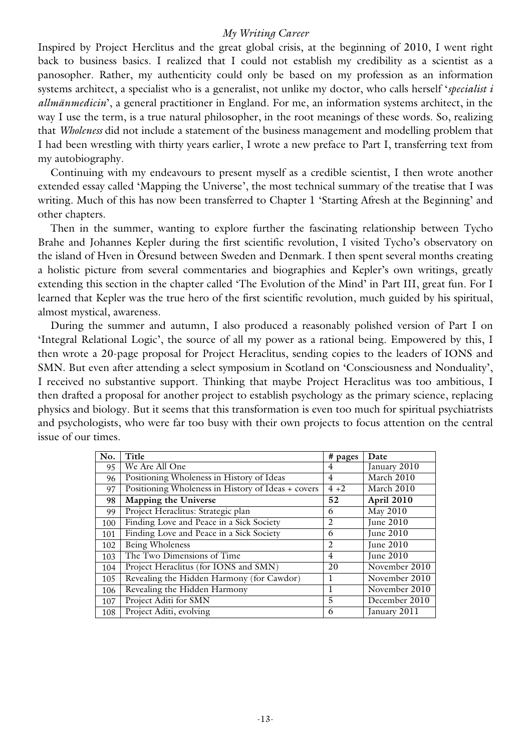Inspired by Project Herclitus and the great global crisis, at the beginning of 2010, I went right back to business basics. I realized that I could not establish my credibility as a scientist as a panosopher. Rather, my authenticity could only be based on my profession as an information systems architect, a specialist who is a generalist, not unlike my doctor, who calls herself '*specialist i allmänmedicin*', a general practitioner in England. For me, an information systems architect, in the way I use the term, is a true natural philosopher, in the root meanings of these words. So, realizing that *Wholeness* did not include a statement of the business management and modelling problem that I had been wrestling with thirty years earlier, I wrote a new preface to Part I, transferring text from my autobiography.

Continuing with my endeavours to present myself as a credible scientist, I then wrote another extended essay called 'Mapping the Universe', the most technical summary of the treatise that I was writing. Much of this has now been transferred to Chapter 1 'Starting Afresh at the Beginning' and other chapters.

Then in the summer, wanting to explore further the fascinating relationship between Tycho Brahe and Johannes Kepler during the first scientific revolution, I visited Tycho's observatory on the island of Hven in Öresund between Sweden and Denmark. I then spent several months creating a holistic picture from several commentaries and biographies and Kepler's own writings, greatly extending this section in the chapter called 'The Evolution of the Mind' in Part III, great fun. For I learned that Kepler was the true hero of the first scientific revolution, much guided by his spiritual, almost mystical, awareness.

During the summer and autumn, I also produced a reasonably polished version of Part I on 'Integral Relational Logic', the source of all my power as a rational being. Empowered by this, I then wrote a 20-page proposal for Project Heraclitus, sending copies to the leaders of IONS and SMN. But even after attending a select symposium in Scotland on 'Consciousness and Nonduality', I received no substantive support. Thinking that maybe Project Heraclitus was too ambitious, I then drafted a proposal for another project to establish psychology as the primary science, replacing physics and biology. But it seems that this transformation is even too much for spiritual psychiatrists and psychologists, who were far too busy with their own projects to focus attention on the central issue of our times.

| No. | Title | # pages | Date |
|---|---|---|---|
| 95 | We Are All One | 4 | January 2010 |
| 96 | Positioning Wholeness in History of Ideas | 4 | March 2010 |
| 97 | Positioning Wholeness in History of Ideas + covers | 4 +2 | March 2010 |
| **98** | **Mapping the Universe** | **52** | **April 2010** |
| 99 | Project Heraclitus: Strategic plan | 6 | May 2010 |
| 100 | Finding Love and Peace in a Sick Society | 2 | June 2010 |
| 101 | Finding Love and Peace in a Sick Society | 6 | June 2010 |
| 102 | Being Wholeness | 2 | June 2010 |
| 103 | The Two Dimensions of Time | 4 | June 2010 |
| 104 | Project Heraclitus (for IONS and SMN) | 20 | November 2010 |
| 105 | Revealing the Hidden Harmony (for Cawdor) | 1 | November 2010 |
| 106 | Revealing the Hidden Harmony | 1 | November 2010 |
| 107 | Project Aditi for SMN | 5 | December 2010 |
| 108 | Project Aditi, evolving | 6 | January 2011 |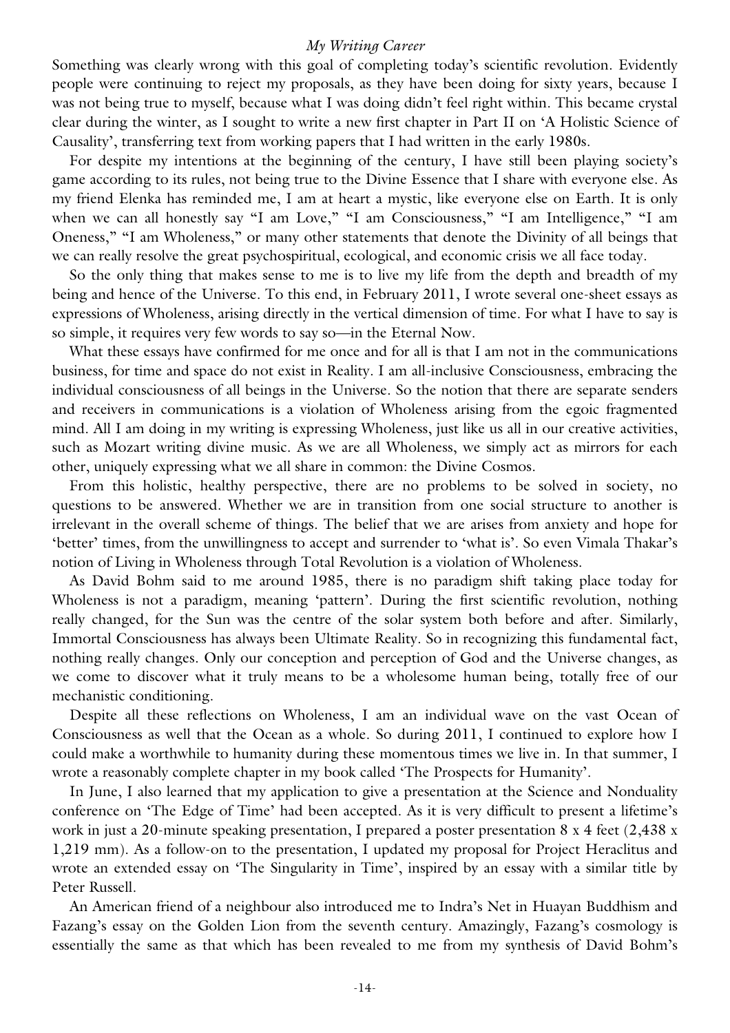Something was clearly wrong with this goal of completing today's scientific revolution. Evidently people were continuing to reject my proposals, as they have been doing for sixty years, because I was not being true to myself, because what I was doing didn't feel right within. This became crystal clear during the winter, as I sought to write a new first chapter in Part II on 'A Holistic Science of Causality', transferring text from working papers that I had written in the early 1980s.

For despite my intentions at the beginning of the century, I have still been playing society's game according to its rules, not being true to the Divine Essence that I share with everyone else. As my friend Elenka has reminded me, I am at heart a mystic, like everyone else on Earth. It is only when we can all honestly say "I am Love," "I am Consciousness," "I am Intelligence," "I am Oneness," "I am Wholeness," or many other statements that denote the Divinity of all beings that we can really resolve the great psychospiritual, ecological, and economic crisis we all face today.

So the only thing that makes sense to me is to live my life from the depth and breadth of my being and hence of the Universe. To this end, in February 2011, I wrote several one-sheet essays as expressions of Wholeness, arising directly in the vertical dimension of time. For what I have to say is so simple, it requires very few words to say so—in the Eternal Now.

What these essays have confirmed for me once and for all is that I am not in the communications business, for time and space do not exist in Reality. I am all-inclusive Consciousness, embracing the individual consciousness of all beings in the Universe. So the notion that there are separate senders and receivers in communications is a violation of Wholeness arising from the egoic fragmented mind. All I am doing in my writing is expressing Wholeness, just like us all in our creative activities, such as Mozart writing divine music. As we are all Wholeness, we simply act as mirrors for each other, uniquely expressing what we all share in common: the Divine Cosmos.

From this holistic, healthy perspective, there are no problems to be solved in society, no questions to be answered. Whether we are in transition from one social structure to another is irrelevant in the overall scheme of things. The belief that we are arises from anxiety and hope for 'better' times, from the unwillingness to accept and surrender to 'what is'. So even Vimala Thakar's notion of Living in Wholeness through Total Revolution is a violation of Wholeness.

As David Bohm said to me around 1985, there is no paradigm shift taking place today for Wholeness is not a paradigm, meaning 'pattern'. During the first scientific revolution, nothing really changed, for the Sun was the centre of the solar system both before and after. Similarly, Immortal Consciousness has always been Ultimate Reality. So in recognizing this fundamental fact, nothing really changes. Only our conception and perception of God and the Universe changes, as we come to discover what it truly means to be a wholesome human being, totally free of our mechanistic conditioning.

Despite all these reflections on Wholeness, I am an individual wave on the vast Ocean of Consciousness as well that the Ocean as a whole. So during 2011, I continued to explore how I could make a worthwhile to humanity during these momentous times we live in. In that summer, I wrote a reasonably complete chapter in my book called 'The Prospects for Humanity'.

In June, I also learned that my application to give a presentation at the Science and Nonduality conference on 'The Edge of Time' had been accepted. As it is very difficult to present a lifetime's work in just a 20-minute speaking presentation, I prepared a poster presentation 8 x 4 feet (2,438 x 1,219 mm). As a follow-on to the presentation, I updated my proposal for Project Heraclitus and wrote an extended essay on 'The Singularity in Time', inspired by an essay with a similar title by Peter Russell.

An American friend of a neighbour also introduced me to Indra's Net in Huayan Buddhism and Fazang's essay on the Golden Lion from the seventh century. Amazingly, Fazang's cosmology is essentially the same as that which has been revealed to me from my synthesis of David Bohm's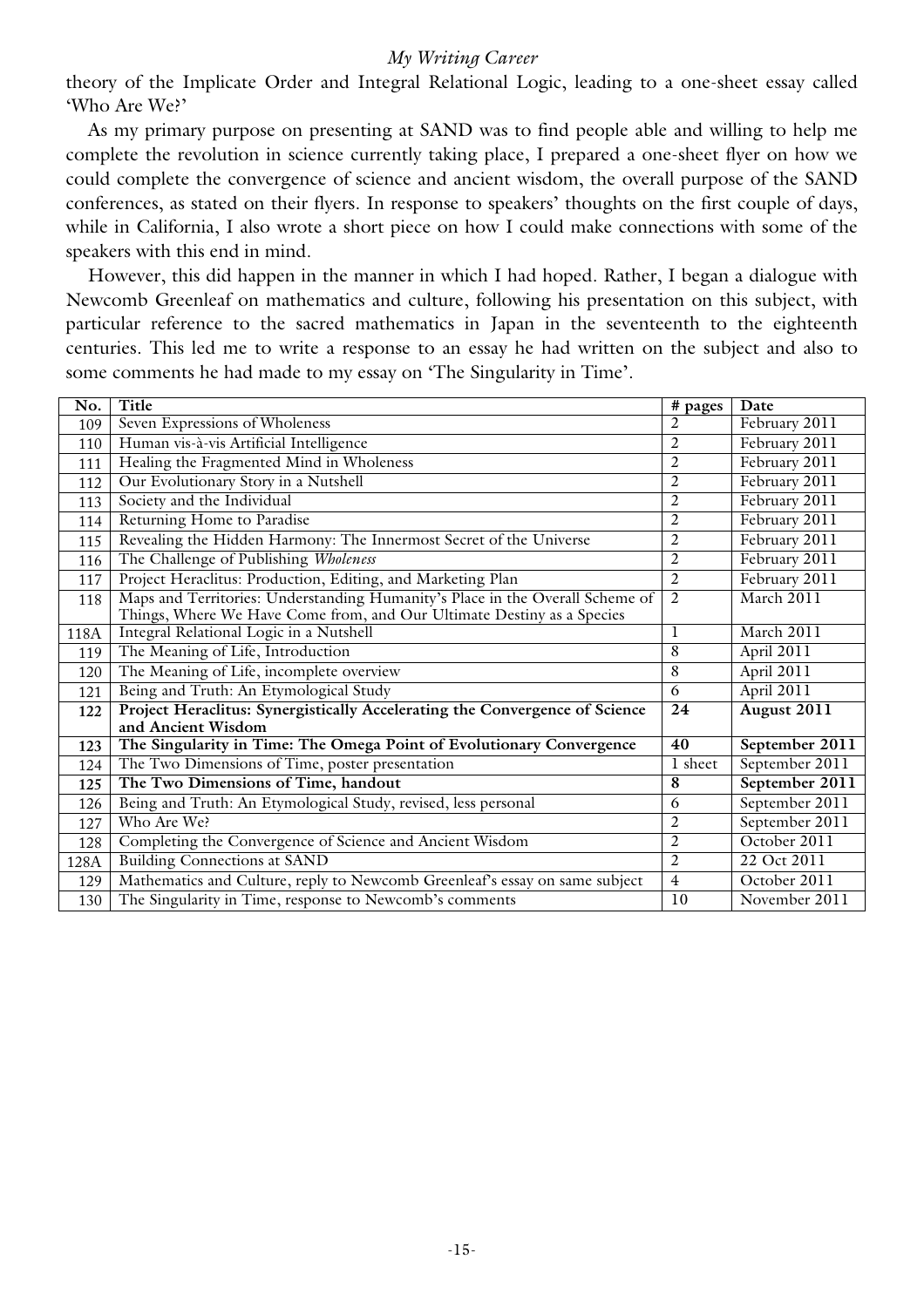theory of the Implicate Order and Integral Relational Logic, leading to a one-sheet essay called 'Who Are We?'

As my primary purpose on presenting at SAND was to find people able and willing to help me complete the revolution in science currently taking place, I prepared a one-sheet flyer on how we could complete the convergence of science and ancient wisdom, the overall purpose of the SAND conferences, as stated on their flyers. In response to speakers' thoughts on the first couple of days, while in California, I also wrote a short piece on how I could make connections with some of the speakers with this end in mind.

However, this did happen in the manner in which I had hoped. Rather, I began a dialogue with Newcomb Greenleaf on mathematics and culture, following his presentation on this subject, with particular reference to the sacred mathematics in Japan in the seventeenth to the eighteenth centuries. This led me to write a response to an essay he had written on the subject and also to some comments he had made to my essay on 'The Singularity in Time'.

| No. | Title | # pages | Date |
|---|---|---|---|
| 109 | Seven Expressions of Wholeness | 2 | February 2011 |
| 110 | Human vis-à-vis Artificial Intelligence | 2 | February 2011 |
| 111 | Healing the Fragmented Mind in Wholeness | 2 | February 2011 |
| 112 | Our Evolutionary Story in a Nutshell | 2 | February 2011 |
| 113 | Society and the Individual | 2 | February 2011 |
| 114 | Returning Home to Paradise | 2 | February 2011 |
| 115 | Revealing the Hidden Harmony: The Innermost Secret of the Universe | 2 | February 2011 |
| 116 | The Challenge of Publishing *Wholeness* | 2 | February 2011 |
| 117 | Project Heraclitus: Production, Editing, and Marketing Plan | 2 | February 2011 |
| 118 | Maps and Territories: Understanding Humanity's Place in the Overall Scheme of Things, Where We Have Come from, and Our Ultimate Destiny as a Species | 2 | March 2011 |
| 118A | Integral Relational Logic in a Nutshell | 1 | March 2011 |
| 119 | The Meaning of Life, Introduction | 8 | April 2011 |
| 120 | The Meaning of Life, incomplete overview | 8 | April 2011 |
| 121 | Being and Truth: An Etymological Study | 6 | April 2011 |
| **122** | **Project Heraclitus: Synergistically Accelerating the Convergence of Science and Ancient Wisdom** | **24** | **August 2011** |
| **123** | **The Singularity in Time: The Omega Point of Evolutionary Convergence** | **40** | **September 2011** |
| 124 | The Two Dimensions of Time, poster presentation | 1 sheet | September 2011 |
| **125** | **The Two Dimensions of Time, handout** | **8** | **September 2011** |
| 126 | Being and Truth: An Etymological Study, revised, less personal | 6 | September 2011 |
| 127 | Who Are We? | 2 | September 2011 |
| 128 | Completing the Convergence of Science and Ancient Wisdom | 2 | October 2011 |
| 128A | Building Connections at SAND | 2 | 22 Oct 2011 |
| 129 | Mathematics and Culture, reply to Newcomb Greenleaf's essay on same subject | 4 | October 2011 |
| 130 | The Singularity in Time, response to Newcomb's comments | 10 | November 2011 |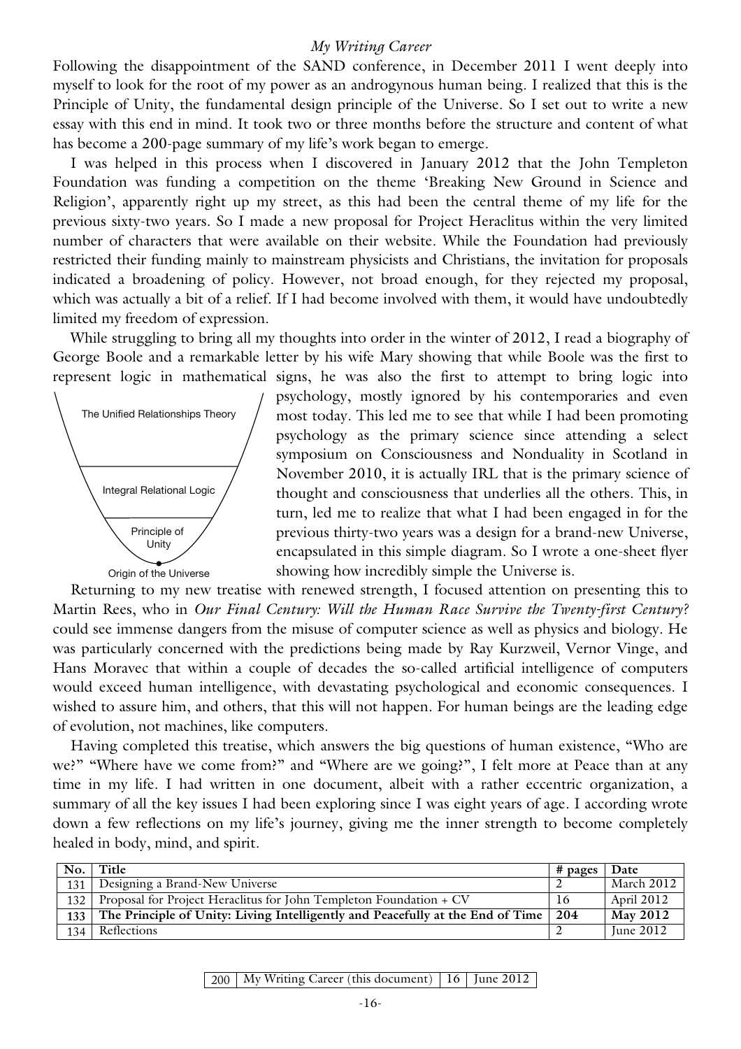Following the disappointment of the SAND conference, in December 2011 I went deeply into myself to look for the root of my power as an androgynous human being. I realized that this is the Principle of Unity, the fundamental design principle of the Universe. So I set out to write a new essay with this end in mind. It took two or three months before the structure and content of what has become a 200-page summary of my life's work began to emerge.

I was helped in this process when I discovered in January 2012 that the John Templeton Foundation was funding a competition on the theme 'Breaking New Ground in Science and Religion', apparently right up my street, as this had been the central theme of my life for the previous sixty-two years. So I made a new proposal for Project Heraclitus within the very limited number of characters that were available on their website. While the Foundation had previously restricted their funding mainly to mainstream physicists and Christians, the invitation for proposals indicated a broadening of policy. However, not broad enough, for they rejected my proposal, which was actually a bit of a relief. If I had become involved with them, it would have undoubtedly limited my freedom of expression.

While struggling to bring all my thoughts into order in the winter of 2012, I read a biography of George Boole and a remarkable letter by his wife Mary showing that while Boole was the first to represent logic in mathematical signs, he was also the first to attempt to bring logic into psychology, mostly ignored by his contemporaries and even most today. This led me to see that while I had been promoting psychology as the primary science since attending a select symposium on Consciousness and Nonduality in Scotland in November 2010, it is actually IRL that is the primary science of thought and consciousness that underlies all the others. This, in turn, led me to realize that what I had been engaged in for the previous thirty-two years was a design for a brand-new Universe, encapsulated in this simple diagram. So I wrote a one-sheet flyer showing how incredibly simple the Universe is.

The Unified Relationships Theory

Integral Relational Logic

Principle of Unity

Origin of the Universe

Returning to my new treatise with renewed strength, I focused attention on presenting this to Martin Rees, who in *Our Final Century: Will the Human Race Survive the Twenty-first Century?* could see immense dangers from the misuse of computer science as well as physics and biology. He was particularly concerned with the predictions being made by Ray Kurzweil, Vernor Vinge, and Hans Moravec that within a couple of decades the so-called artificial intelligence of computers would exceed human intelligence, with devastating psychological and economic consequences. I wished to assure him, and others, that this will not happen. For human beings are the leading edge of evolution, not machines, like computers.

Having completed this treatise, which answers the big questions of human existence, "Who are we?" "Where have we come from?" and "Where are we going?", I felt more at Peace than at any time in my life. I had written in one document, albeit with a rather eccentric organization, a summary of all the key issues I had been exploring since I was eight years of age. I according wrote down a few reflections on my life's journey, giving me the inner strength to become completely healed in body, mind, and spirit.

| No. | Title | # pages | Date |
|---|---|---|---|
| 131 | Designing a Brand-New Universe | 2 | March 2012 |
| 132 | Proposal for Project Heraclitus for John Templeton Foundation + CV | 16 | April 2012 |
| **133** | **The Principle of Unity: Living Intelligently and Peacefully at the End of Time** | **204** | **May 2012** |
| 134 | Reflections | 2 | June 2012 |

| | | | |
|---|---|---|---|
| 200 | My Writing Career (this document) | 16 | June 2012 |